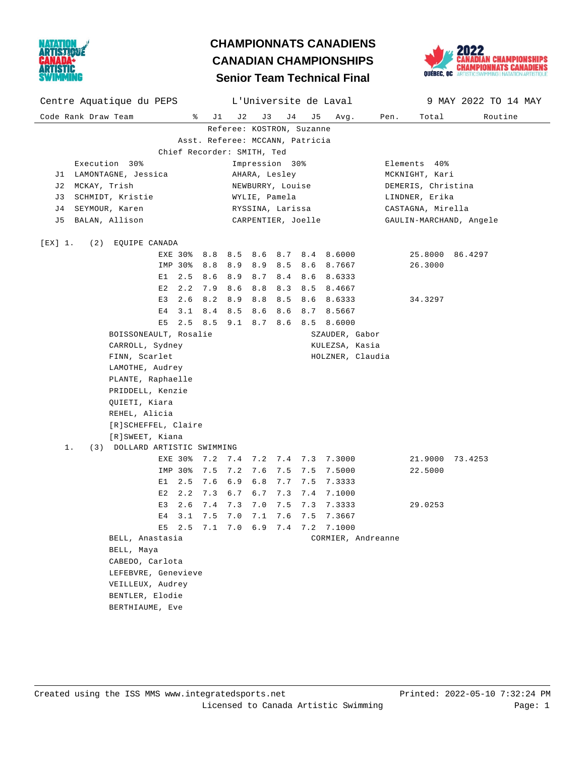# CHAMPIONNATS CANADIENS
# CANADIAN CHAMPIONSHIPS
## Senior Team Technical Final

Centre Aquatique du PEPS — L'Universite de Laval — 9 MAY 2022 TO 14 MAY

Referee: KOSTRON, Suzanne
Asst. Referee: MCCANN, Patricia
Chief Recorder: SMITH, Ted

| | Execution 30% | Impression 30% | Elements 40% |
|---|---|---|---|
| J1 | LAMONTAGNE, Jessica | AHARA, Lesley | MCKNIGHT, Kari |
| J2 | MCKAY, Trish | NEWBURRY, Louise | DEMERIS, Christina |
| J3 | SCHMIDT, Kristie | WYLIE, Pamela | LINDNER, Erika |
| J4 | SEYMOUR, Karen | RYSSINA, Larissa | CASTAGNA, Mirella |
| J5 | BALAN, Allison | CARPENTIER, Joelle | GAULIN-MARCHAND, Angele |

| Code | Rank | Draw | Team | | % | J1 | J2 | J3 | J4 | J5 | Avg. | Pen. | Total | Routine |
|---|---|---|---|---|---|---|---|---|---|---|---|---|---|---|
| [EX] | 1. | (2) | EQUIPE CANADA | | | | | | | | | | | |
| | | | | EXE | 30% | 8.8 | 8.5 | 8.6 | 8.7 | 8.4 | 8.6000 | | 25.8000 | 86.4297 |
| | | | | IMP | 30% | 8.8 | 8.9 | 8.9 | 8.5 | 8.6 | 8.7667 | | 26.3000 | |
| | | | | E1 | 2.5 | 8.6 | 8.9 | 8.7 | 8.4 | 8.6 | 8.6333 | | | |
| | | | | E2 | 2.2 | 7.9 | 8.6 | 8.8 | 8.3 | 8.5 | 8.4667 | | | |
| | | | | E3 | 2.6 | 8.2 | 8.9 | 8.8 | 8.5 | 8.6 | 8.6333 | | 34.3297 | |
| | | | | E4 | 3.1 | 8.4 | 8.5 | 8.6 | 8.6 | 8.7 | 8.5667 | | | |
| | | | | E5 | 2.5 | 8.5 | 9.1 | 8.7 | 8.6 | 8.5 | 8.6000 | | | |
| | 1. | (3) | DOLLARD ARTISTIC SWIMMING | | | | | | | | | | | |
| | | | | EXE | 30% | 7.2 | 7.4 | 7.2 | 7.4 | 7.3 | 7.3000 | | 21.9000 | 73.4253 |
| | | | | IMP | 30% | 7.5 | 7.2 | 7.6 | 7.5 | 7.5 | 7.5000 | | 22.5000 | |
| | | | | E1 | 2.5 | 7.6 | 6.9 | 6.8 | 7.7 | 7.5 | 7.3333 | | | |
| | | | | E2 | 2.2 | 7.3 | 6.7 | 6.7 | 7.3 | 7.4 | 7.1000 | | | |
| | | | | E3 | 2.6 | 7.4 | 7.3 | 7.0 | 7.5 | 7.3 | 7.3333 | | 29.0253 | |
| | | | | E4 | 3.1 | 7.5 | 7.0 | 7.1 | 7.6 | 7.5 | 7.3667 | | | |
| | | | | E5 | 2.5 | 7.1 | 7.0 | 6.9 | 7.4 | 7.2 | 7.1000 | | | |

**EQUIPE CANADA**

BOISSONEAULT, Rosalie
CARROLL, Sydney
FINN, Scarlet
LAMOTHE, Audrey
PLANTE, Raphaelle
PRIDDELL, Kenzie
QUIETI, Kiara
REHEL, Alicia
[R]SCHEFFEL, Claire
[R]SWEET, Kiana

SZAUDER, Gabor
KULEZSA, Kasia
HOLZNER, Claudia

**DOLLARD ARTISTIC SWIMMING**

BELL, Anastasia
BELL, Maya
CABEDO, Carlota
LEFEBVRE, Genevieve
VEILLEUX, Audrey
BENTLER, Elodie
BERTHIAUME, Eve

CORMIER, Andreanne

Created using the ISS MMS www.integratedsports.net — Printed: 2022-05-10 7:32:24 PM
Licensed to Canada Artistic Swimming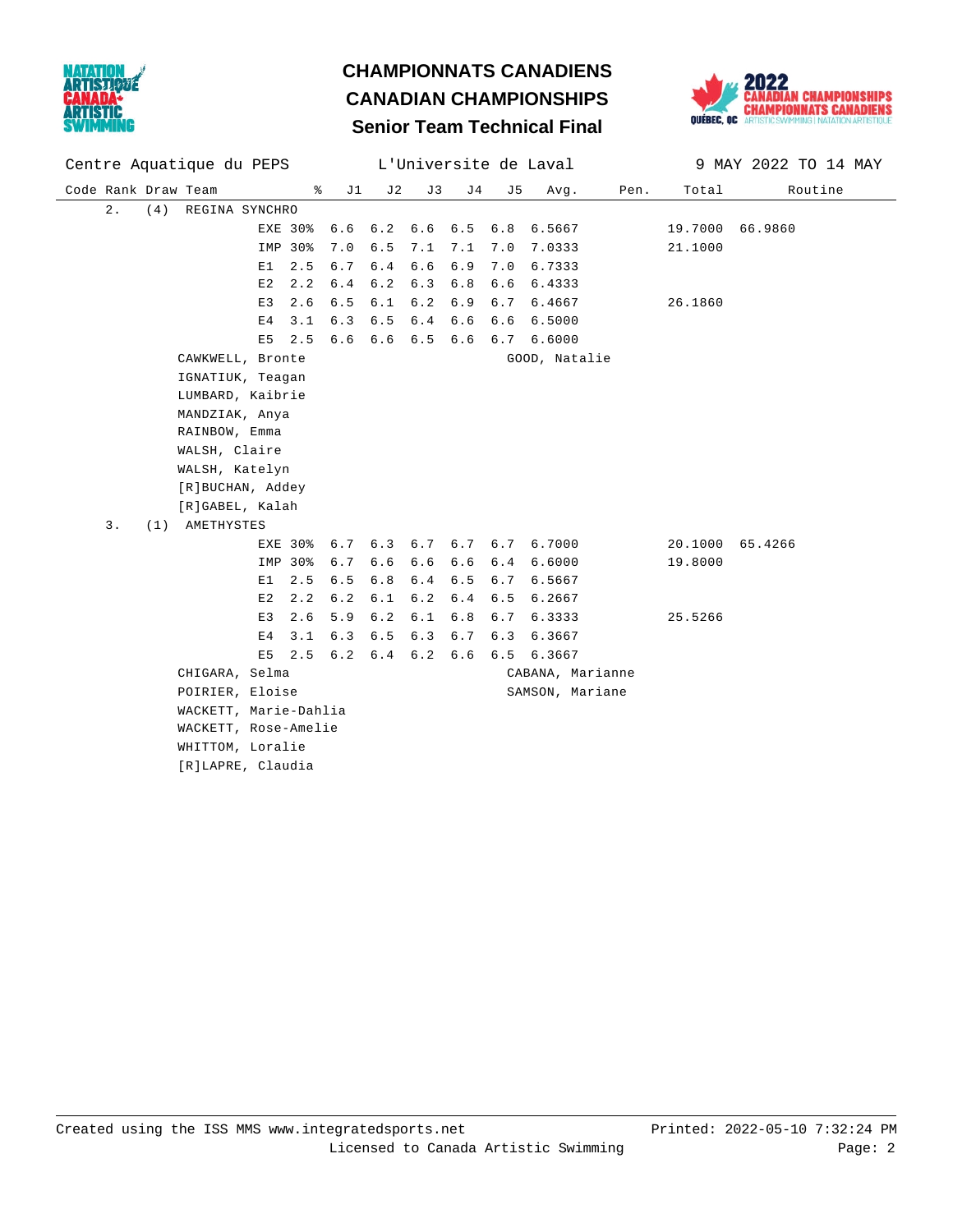# CHAMPIONNATS CANADIENS
# CANADIAN CHAMPIONSHIPS
## Senior Team Technical Final

Centre Aquatique du PEPS — L'Universite de Laval — 9 MAY 2022 TO 14 MAY

| Code | Rank | Draw | Team | | % | J1 | J2 | J3 | J4 | J5 | Avg. | Pen. | Total | Routine |
|---|---|---|---|---|---|---|---|---|---|---|---|---|---|---|
| | 2. | (4) | REGINA SYNCHRO | | | | | | | | | | | |
| | | | | EXE | 30% | 6.6 | 6.2 | 6.6 | 6.5 | 6.8 | 6.5667 | | 19.7000 | 66.9860 |
| | | | | IMP | 30% | 7.0 | 6.5 | 7.1 | 7.1 | 7.0 | 7.0333 | | 21.1000 | |
| | | | | E1 | 2.5 | 6.7 | 6.4 | 6.6 | 6.9 | 7.0 | 6.7333 | | | |
| | | | | E2 | 2.2 | 6.4 | 6.2 | 6.3 | 6.8 | 6.6 | 6.4333 | | | |
| | | | | E3 | 2.6 | 6.5 | 6.1 | 6.2 | 6.9 | 6.7 | 6.4667 | | 26.1860 | |
| | | | | E4 | 3.1 | 6.3 | 6.5 | 6.4 | 6.6 | 6.6 | 6.5000 | | | |
| | | | | E5 | 2.5 | 6.6 | 6.6 | 6.5 | 6.6 | 6.7 | 6.6000 | | | |

CAWKWELL, Bronte
IGNATIUK, Teagan
LUMBARD, Kaibrie
MANDZIAK, Anya
RAINBOW, Emma
WALSH, Claire
WALSH, Katelyn
[R]BUCHAN, Addey
[R]GABEL, Kalah

GOOD, Natalie

| Code | Rank | Draw | Team | | % | J1 | J2 | J3 | J4 | J5 | Avg. | Pen. | Total | Routine |
|---|---|---|---|---|---|---|---|---|---|---|---|---|---|---|
| | 3. | (1) | AMETHYSTES | | | | | | | | | | | |
| | | | | EXE | 30% | 6.7 | 6.3 | 6.7 | 6.7 | 6.7 | 6.7000 | | 20.1000 | 65.4266 |
| | | | | IMP | 30% | 6.7 | 6.6 | 6.6 | 6.6 | 6.4 | 6.6000 | | 19.8000 | |
| | | | | E1 | 2.5 | 6.5 | 6.8 | 6.4 | 6.5 | 6.7 | 6.5667 | | | |
| | | | | E2 | 2.2 | 6.2 | 6.1 | 6.2 | 6.4 | 6.5 | 6.2667 | | | |
| | | | | E3 | 2.6 | 5.9 | 6.2 | 6.1 | 6.8 | 6.7 | 6.3333 | | 25.5266 | |
| | | | | E4 | 3.1 | 6.3 | 6.5 | 6.3 | 6.7 | 6.3 | 6.3667 | | | |
| | | | | E5 | 2.5 | 6.2 | 6.4 | 6.2 | 6.6 | 6.5 | 6.3667 | | | |

CHIGARA, Selma
POIRIER, Eloise
WACKETT, Marie-Dahlia
WACKETT, Rose-Amelie
WHITTOM, Loralie
[R]LAPRE, Claudia

CABANA, Marianne
SAMSON, Mariane

Created using the ISS MMS www.integratedsports.net — Printed: 2022-05-10 7:32:24 PM
Licensed to Canada Artistic Swimming